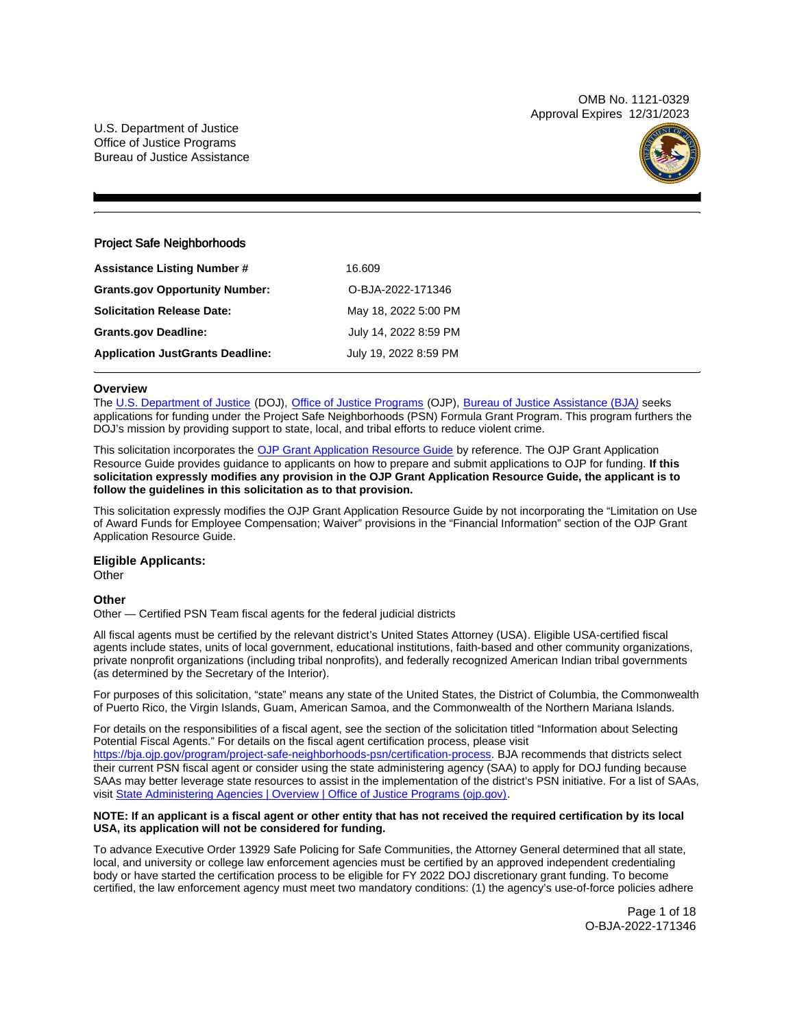OMB No. 1121-0329
Approval Expires 12/31/2023

U.S. Department of Justice
Office of Justice Programs
Bureau of Justice Assistance

# Project Safe Neighborhoods

| | |
|---|---|
| **Assistance Listing Number #** | 16.609 |
| **Grants.gov Opportunity Number:** | O-BJA-2022-171346 |
| **Solicitation Release Date:** | May 18, 2022 5:00 PM |
| **Grants.gov Deadline:** | July 14, 2022 8:59 PM |
| **Application JustGrants Deadline:** | July 19, 2022 8:59 PM |

## Overview

The [U.S. Department of Justice](https://www.justice.gov/) (DOJ), [Office of Justice Programs](https://www.ojp.gov/) (OJP), [Bureau of Justice Assistance (BJA)](https://bja.ojp.gov/) seeks applications for funding under the Project Safe Neighborhoods (PSN) Formula Grant Program. This program furthers the DOJ's mission by providing support to state, local, and tribal efforts to reduce violent crime.

This solicitation incorporates the [OJP Grant Application Resource Guide](https://www.ojp.gov/funding/apply/ojp-grant-application-resource-guide) by reference. The OJP Grant Application Resource Guide provides guidance to applicants on how to prepare and submit applications to OJP for funding. **If this solicitation expressly modifies any provision in the OJP Grant Application Resource Guide, the applicant is to follow the guidelines in this solicitation as to that provision.**

This solicitation expressly modifies the OJP Grant Application Resource Guide by not incorporating the "Limitation on Use of Award Funds for Employee Compensation; Waiver" provisions in the "Financial Information" section of the OJP Grant Application Resource Guide.

## Eligible Applicants:

Other

### Other

Other — Certified PSN Team fiscal agents for the federal judicial districts

All fiscal agents must be certified by the relevant district's United States Attorney (USA). Eligible USA-certified fiscal agents include states, units of local government, educational institutions, faith-based and other community organizations, private nonprofit organizations (including tribal nonprofits), and federally recognized American Indian tribal governments (as determined by the Secretary of the Interior).

For purposes of this solicitation, "state" means any state of the United States, the District of Columbia, the Commonwealth of Puerto Rico, the Virgin Islands, Guam, American Samoa, and the Commonwealth of the Northern Mariana Islands.

For details on the responsibilities of a fiscal agent, see the section of the solicitation titled "Information about Selecting Potential Fiscal Agents." For details on the fiscal agent certification process, please visit [https://bja.ojp.gov/program/project-safe-neighborhoods-psn/certification-process](https://bja.ojp.gov/program/project-safe-neighborhoods-psn/certification-process). BJA recommends that districts select their current PSN fiscal agent or consider using the state administering agency (SAA) to apply for DOJ funding because SAAs may better leverage state resources to assist in the implementation of the district's PSN initiative. For a list of SAAs, visit [State Administering Agencies | Overview | Office of Justice Programs (ojp.gov)](https://www.ojp.gov/funding/state-administering-agencies/overview).

**NOTE: If an applicant is a fiscal agent or other entity that has not received the required certification by its local USA, its application will not be considered for funding.**

To advance Executive Order 13929 Safe Policing for Safe Communities, the Attorney General determined that all state, local, and university or college law enforcement agencies must be certified by an approved independent credentialing body or have started the certification process to be eligible for FY 2022 DOJ discretionary grant funding. To become certified, the law enforcement agency must meet two mandatory conditions: (1) the agency's use-of-force policies adhere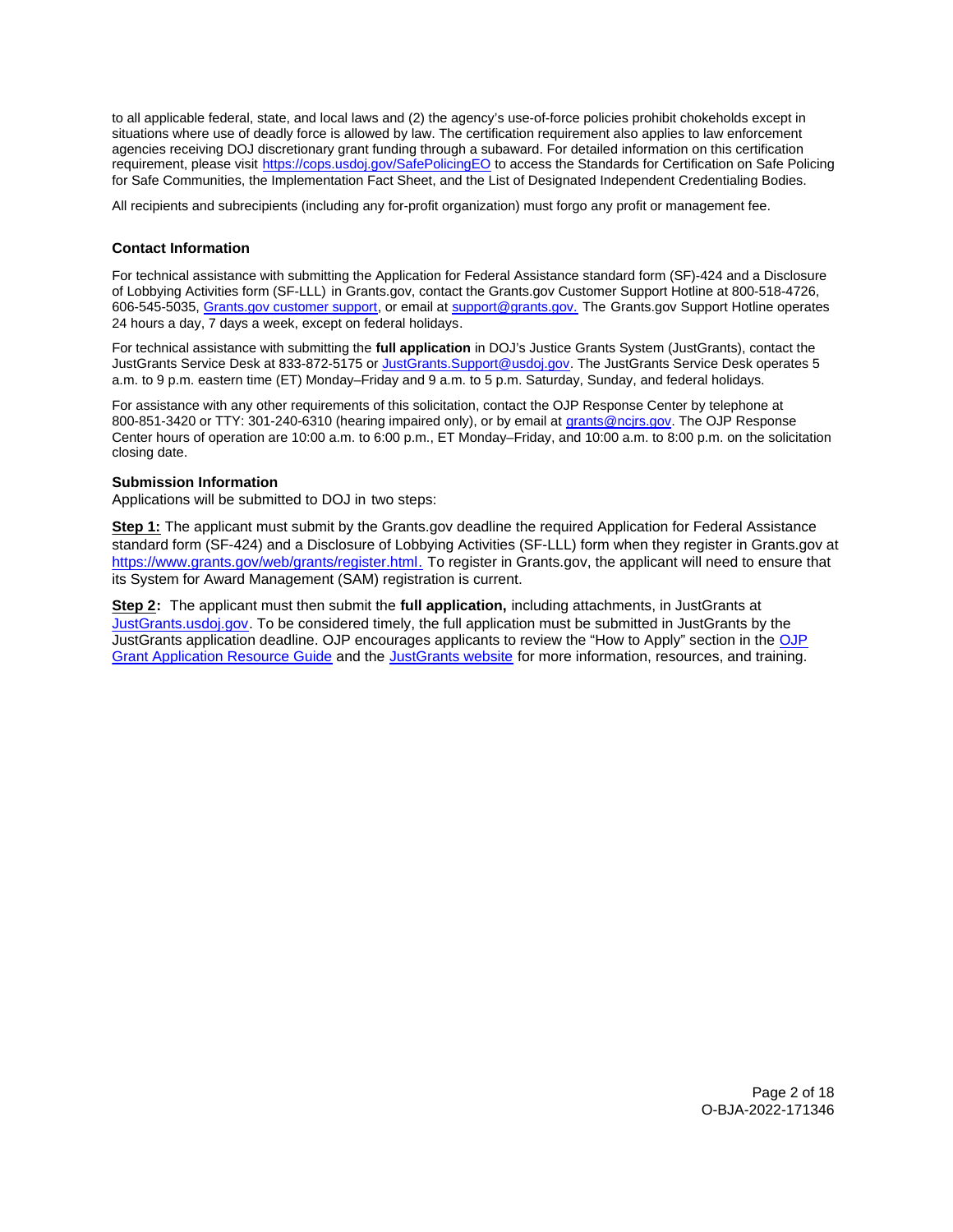to all applicable federal, state, and local laws and (2) the agency's use-of-force policies prohibit chokeholds except in situations where use of deadly force is allowed by law. The certification requirement also applies to law enforcement agencies receiving DOJ discretionary grant funding through a subaward. For detailed information on this certification requirement, please visit [https://cops.usdoj.gov/SafePolicingEO](https://cops.usdoj.gov/SafePolicingEO) to access the Standards for Certification on Safe Policing for Safe Communities, the Implementation Fact Sheet, and the List of Designated Independent Credentialing Bodies.

All recipients and subrecipients (including any for-profit organization) must forgo any profit or management fee.

### Contact Information

For technical assistance with submitting the Application for Federal Assistance standard form (SF)-424 and a Disclosure of Lobbying Activities form (SF-LLL) in Grants.gov, contact the Grants.gov Customer Support Hotline at 800-518-4726, 606-545-5035, Grants.gov customer support, or email at support@grants.gov. The Grants.gov Support Hotline operates 24 hours a day, 7 days a week, except on federal holidays.

For technical assistance with submitting the **full application** in DOJ's Justice Grants System (JustGrants), contact the JustGrants Service Desk at 833-872-5175 or JustGrants.Support@usdoj.gov. The JustGrants Service Desk operates 5 a.m. to 9 p.m. eastern time (ET) Monday–Friday and 9 a.m. to 5 p.m. Saturday, Sunday, and federal holidays.

For assistance with any other requirements of this solicitation, contact the OJP Response Center by telephone at 800-851-3420 or TTY: 301-240-6310 (hearing impaired only), or by email at grants@ncjrs.gov. The OJP Response Center hours of operation are 10:00 a.m. to 6:00 p.m., ET Monday–Friday, and 10:00 a.m. to 8:00 p.m. on the solicitation closing date.

### Submission Information

Applications will be submitted to DOJ in two steps:

**Step 1:** The applicant must submit by the Grants.gov deadline the required Application for Federal Assistance standard form (SF-424) and a Disclosure of Lobbying Activities (SF-LLL) form when they register in Grants.gov at [https://www.grants.gov/web/grants/register.html](https://www.grants.gov/web/grants/register.html). To register in Grants.gov, the applicant will need to ensure that its System for Award Management (SAM) registration is current.

**Step 2:** The applicant must then submit the **full application,** including attachments, in JustGrants at JustGrants.usdoj.gov. To be considered timely, the full application must be submitted in JustGrants by the JustGrants application deadline. OJP encourages applicants to review the "How to Apply" section in the OJP Grant Application Resource Guide and the JustGrants website for more information, resources, and training.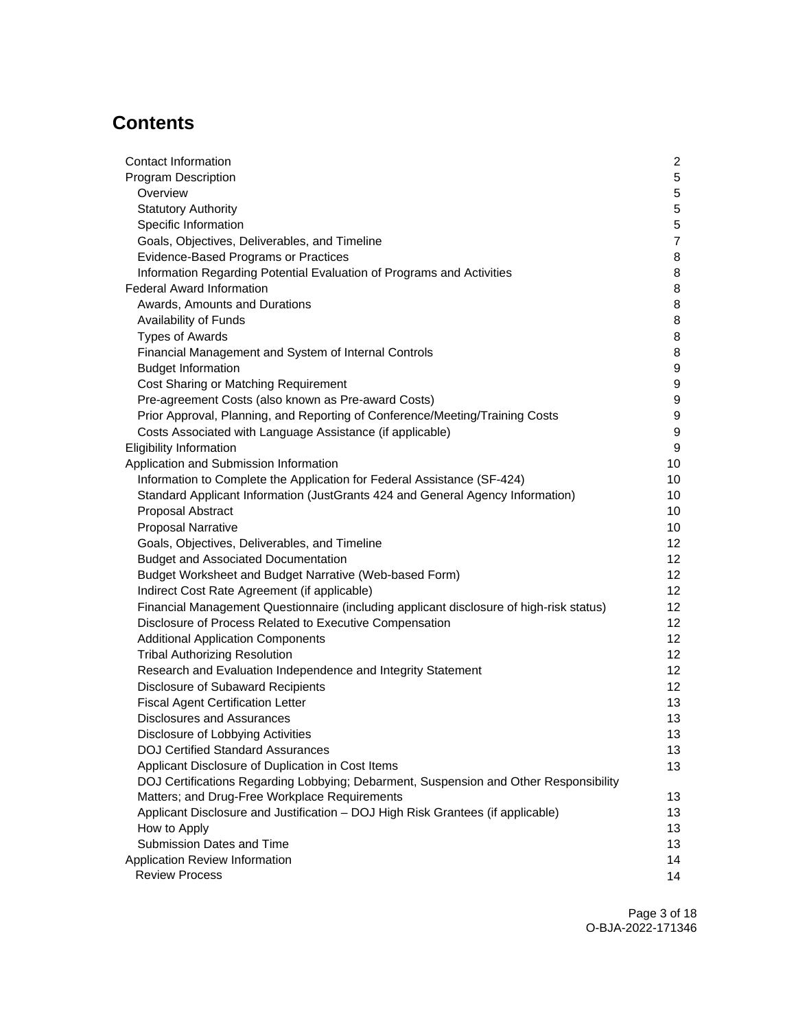# Contents

| | |
|---|---|
| Contact Information | 2 |
| Program Description | 5 |
| Overview | 5 |
| Statutory Authority | 5 |
| Specific Information | 5 |
| Goals, Objectives, Deliverables, and Timeline | 7 |
| Evidence-Based Programs or Practices | 8 |
| Information Regarding Potential Evaluation of Programs and Activities | 8 |
| Federal Award Information | 8 |
| Awards, Amounts and Durations | 8 |
| Availability of Funds | 8 |
| Types of Awards | 8 |
| Financial Management and System of Internal Controls | 8 |
| Budget Information | 9 |
| Cost Sharing or Matching Requirement | 9 |
| Pre-agreement Costs (also known as Pre-award Costs) | 9 |
| Prior Approval, Planning, and Reporting of Conference/Meeting/Training Costs | 9 |
| Costs Associated with Language Assistance (if applicable) | 9 |
| Eligibility Information | 9 |
| Application and Submission Information | 10 |
| Information to Complete the Application for Federal Assistance (SF-424) | 10 |
| Standard Applicant Information (JustGrants 424 and General Agency Information) | 10 |
| Proposal Abstract | 10 |
| Proposal Narrative | 10 |
| Goals, Objectives, Deliverables, and Timeline | 12 |
| Budget and Associated Documentation | 12 |
| Budget Worksheet and Budget Narrative (Web-based Form) | 12 |
| Indirect Cost Rate Agreement (if applicable) | 12 |
| Financial Management Questionnaire (including applicant disclosure of high-risk status) | 12 |
| Disclosure of Process Related to Executive Compensation | 12 |
| Additional Application Components | 12 |
| Tribal Authorizing Resolution | 12 |
| Research and Evaluation Independence and Integrity Statement | 12 |
| Disclosure of Subaward Recipients | 12 |
| Fiscal Agent Certification Letter | 13 |
| Disclosures and Assurances | 13 |
| Disclosure of Lobbying Activities | 13 |
| DOJ Certified Standard Assurances | 13 |
| Applicant Disclosure of Duplication in Cost Items | 13 |
| DOJ Certifications Regarding Lobbying; Debarment, Suspension and Other Responsibility Matters; and Drug-Free Workplace Requirements | 13 |
| Applicant Disclosure and Justification – DOJ High Risk Grantees (if applicable) | 13 |
| How to Apply | 13 |
| Submission Dates and Time | 13 |
| Application Review Information | 14 |
| Review Process | 14 |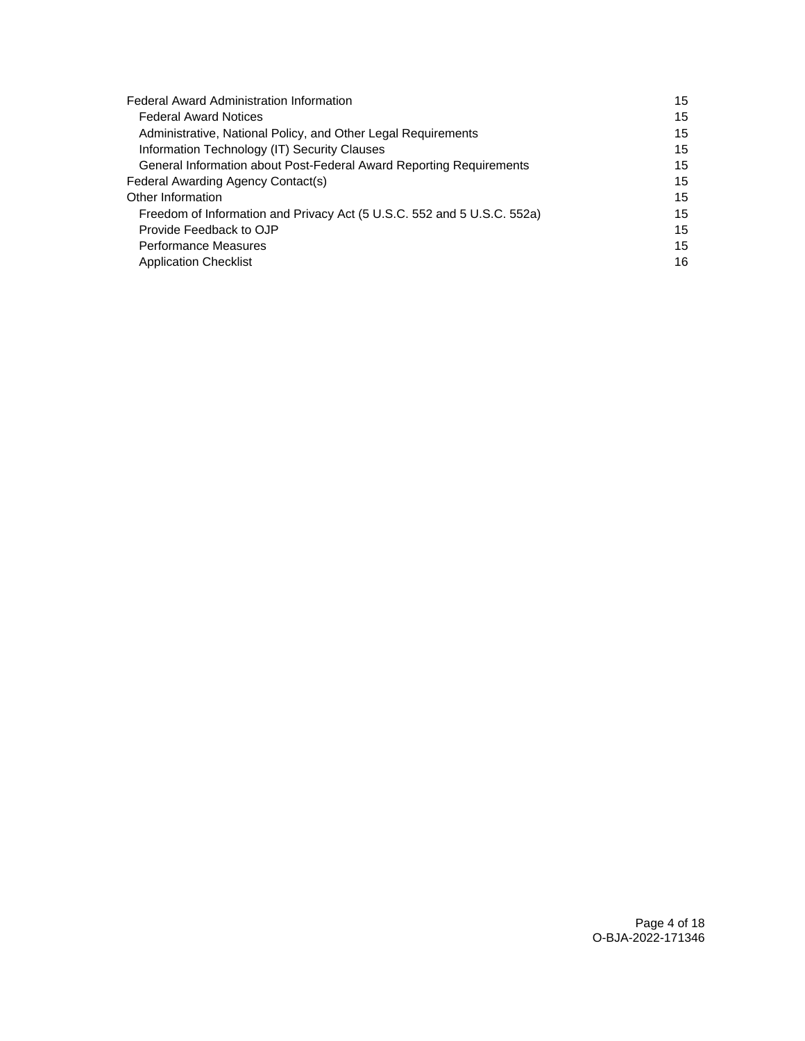Federal Award Administration Information 15
- Federal Award Notices 15
- Administrative, National Policy, and Other Legal Requirements 15
- Information Technology (IT) Security Clauses 15
- General Information about Post-Federal Award Reporting Requirements 15

Federal Awarding Agency Contact(s) 15

Other Information 15
- Freedom of Information and Privacy Act (5 U.S.C. 552 and 5 U.S.C. 552a) 15
- Provide Feedback to OJP 15
- Performance Measures 15
- Application Checklist 16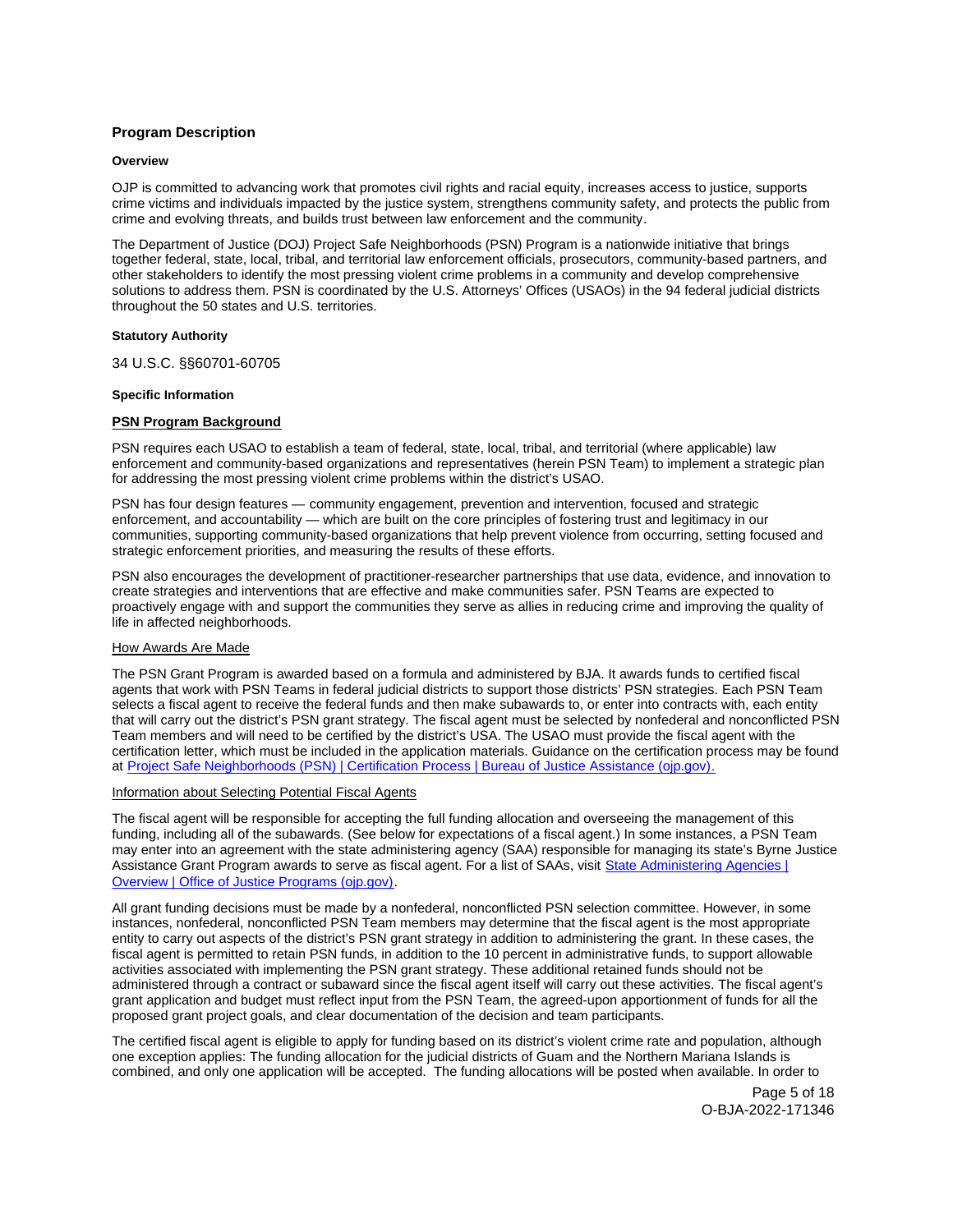## Program Description

### Overview

OJP is committed to advancing work that promotes civil rights and racial equity, increases access to justice, supports crime victims and individuals impacted by the justice system, strengthens community safety, and protects the public from crime and evolving threats, and builds trust between law enforcement and the community.

The Department of Justice (DOJ) Project Safe Neighborhoods (PSN) Program is a nationwide initiative that brings together federal, state, local, tribal, and territorial law enforcement officials, prosecutors, community-based partners, and other stakeholders to identify the most pressing violent crime problems in a community and develop comprehensive solutions to address them. PSN is coordinated by the U.S. Attorneys' Offices (USAOs) in the 94 federal judicial districts throughout the 50 states and U.S. territories.

### Statutory Authority

34 U.S.C. §§60701-60705

### Specific Information

**PSN Program Background**

PSN requires each USAO to establish a team of federal, state, local, tribal, and territorial (where applicable) law enforcement and community-based organizations and representatives (herein PSN Team) to implement a strategic plan for addressing the most pressing violent crime problems within the district's USAO.

PSN has four design features — community engagement, prevention and intervention, focused and strategic enforcement, and accountability — which are built on the core principles of fostering trust and legitimacy in our communities, supporting community-based organizations that help prevent violence from occurring, setting focused and strategic enforcement priorities, and measuring the results of these efforts.

PSN also encourages the development of practitioner-researcher partnerships that use data, evidence, and innovation to create strategies and interventions that are effective and make communities safer. PSN Teams are expected to proactively engage with and support the communities they serve as allies in reducing crime and improving the quality of life in affected neighborhoods.

How Awards Are Made

The PSN Grant Program is awarded based on a formula and administered by BJA. It awards funds to certified fiscal agents that work with PSN Teams in federal judicial districts to support those districts' PSN strategies. Each PSN Team selects a fiscal agent to receive the federal funds and then make subawards to, or enter into contracts with, each entity that will carry out the district's PSN grant strategy. The fiscal agent must be selected by nonfederal and nonconflicted PSN Team members and will need to be certified by the district's USA. The USAO must provide the fiscal agent with the certification letter, which must be included in the application materials. Guidance on the certification process may be found at [Project Safe Neighborhoods (PSN) | Certification Process | Bureau of Justice Assistance (ojp.gov).](https://bja.ojp.gov)

Information about Selecting Potential Fiscal Agents

The fiscal agent will be responsible for accepting the full funding allocation and overseeing the management of this funding, including all of the subawards. (See below for expectations of a fiscal agent.) In some instances, a PSN Team may enter into an agreement with the state administering agency (SAA) responsible for managing its state's Byrne Justice Assistance Grant Program awards to serve as fiscal agent. For a list of SAAs, visit [State Administering Agencies | Overview | Office of Justice Programs (ojp.gov)](https://www.ojp.gov).

All grant funding decisions must be made by a nonfederal, nonconflicted PSN selection committee. However, in some instances, nonfederal, nonconflicted PSN Team members may determine that the fiscal agent is the most appropriate entity to carry out aspects of the district's PSN grant strategy in addition to administering the grant. In these cases, the fiscal agent is permitted to retain PSN funds, in addition to the 10 percent in administrative funds, to support allowable activities associated with implementing the PSN grant strategy. These additional retained funds should not be administered through a contract or subaward since the fiscal agent itself will carry out these activities. The fiscal agent's grant application and budget must reflect input from the PSN Team, the agreed-upon apportionment of funds for all the proposed grant project goals, and clear documentation of the decision and team participants.

The certified fiscal agent is eligible to apply for funding based on its district's violent crime rate and population, although one exception applies: The funding allocation for the judicial districts of Guam and the Northern Mariana Islands is combined, and only one application will be accepted. The funding allocations will be posted when available. In order to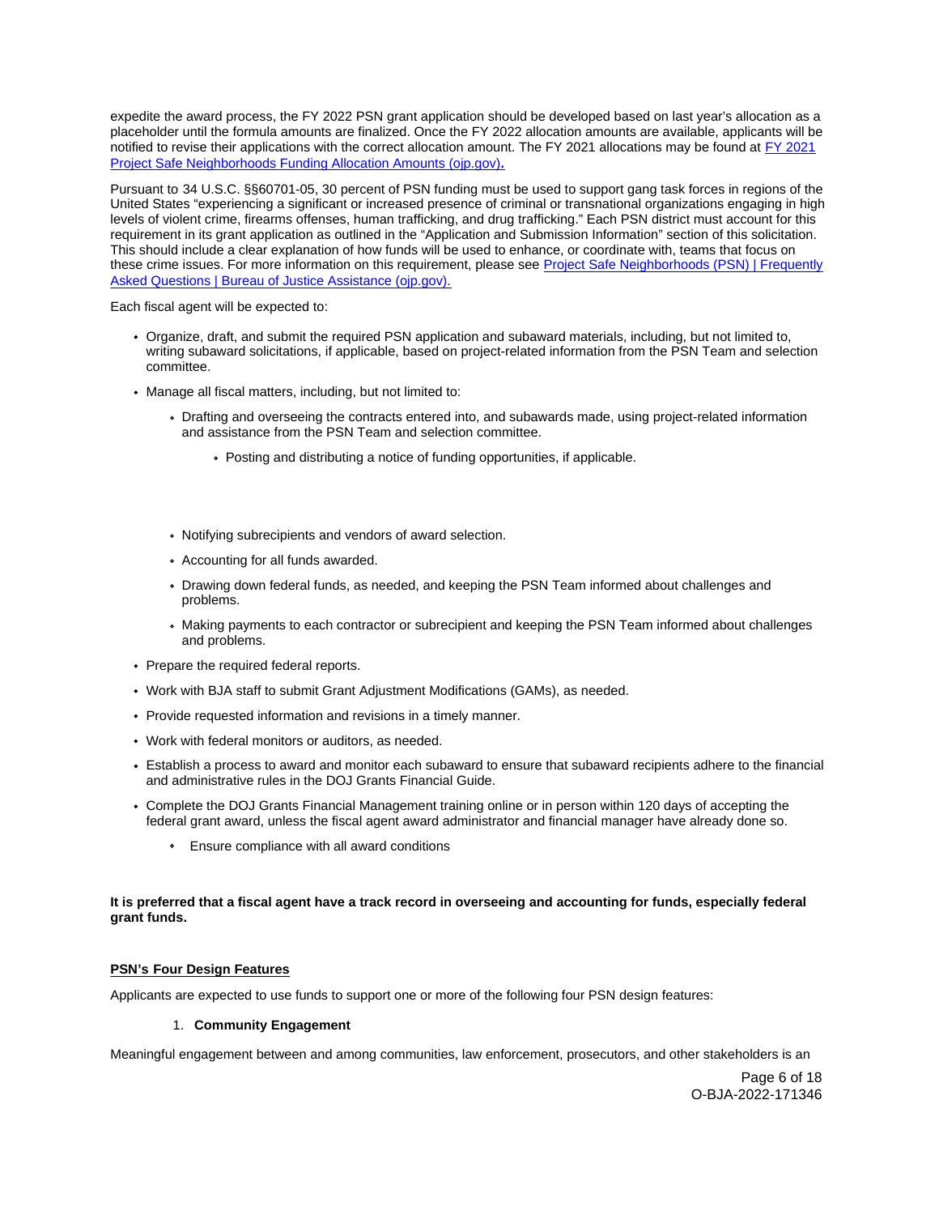expedite the award process, the FY 2022 PSN grant application should be developed based on last year's allocation as a placeholder until the formula amounts are finalized. Once the FY 2022 allocation amounts are available, applicants will be notified to revise their applications with the correct allocation amount. The FY 2021 allocations may be found at [FY 2021 Project Safe Neighborhoods Funding Allocation Amounts (ojp.gov)](https://ojp.gov)**.**

Pursuant to 34 U.S.C. §§60701-05, 30 percent of PSN funding must be used to support gang task forces in regions of the United States "experiencing a significant or increased presence of criminal or transnational organizations engaging in high levels of violent crime, firearms offenses, human trafficking, and drug trafficking." Each PSN district must account for this requirement in its grant application as outlined in the "Application and Submission Information" section of this solicitation. This should include a clear explanation of how funds will be used to enhance, or coordinate with, teams that focus on these crime issues. For more information on this requirement, please see [Project Safe Neighborhoods (PSN) | Frequently Asked Questions | Bureau of Justice Assistance (ojp.gov).](https://ojp.gov)

Each fiscal agent will be expected to:

- Organize, draft, and submit the required PSN application and subaward materials, including, but not limited to, writing subaward solicitations, if applicable, based on project-related information from the PSN Team and selection committee.
- Manage all fiscal matters, including, but not limited to:
  - Drafting and overseeing the contracts entered into, and subawards made, using project-related information and assistance from the PSN Team and selection committee.
    - Posting and distributing a notice of funding opportunities, if applicable.
  - Notifying subrecipients and vendors of award selection.
  - Accounting for all funds awarded.
  - Drawing down federal funds, as needed, and keeping the PSN Team informed about challenges and problems.
  - Making payments to each contractor or subrecipient and keeping the PSN Team informed about challenges and problems.
- Prepare the required federal reports.
- Work with BJA staff to submit Grant Adjustment Modifications (GAMs), as needed.
- Provide requested information and revisions in a timely manner.
- Work with federal monitors or auditors, as needed.
- Establish a process to award and monitor each subaward to ensure that subaward recipients adhere to the financial and administrative rules in the DOJ Grants Financial Guide.
- Complete the DOJ Grants Financial Management training online or in person within 120 days of accepting the federal grant award, unless the fiscal agent award administrator and financial manager have already done so.
  - Ensure compliance with all award conditions

**It is preferred that a fiscal agent have a track record in overseeing and accounting for funds, especially federal grant funds.**

**PSN's Four Design Features**

Applicants are expected to use funds to support one or more of the following four PSN design features:

1. **Community Engagement**

Meaningful engagement between and among communities, law enforcement, prosecutors, and other stakeholders is an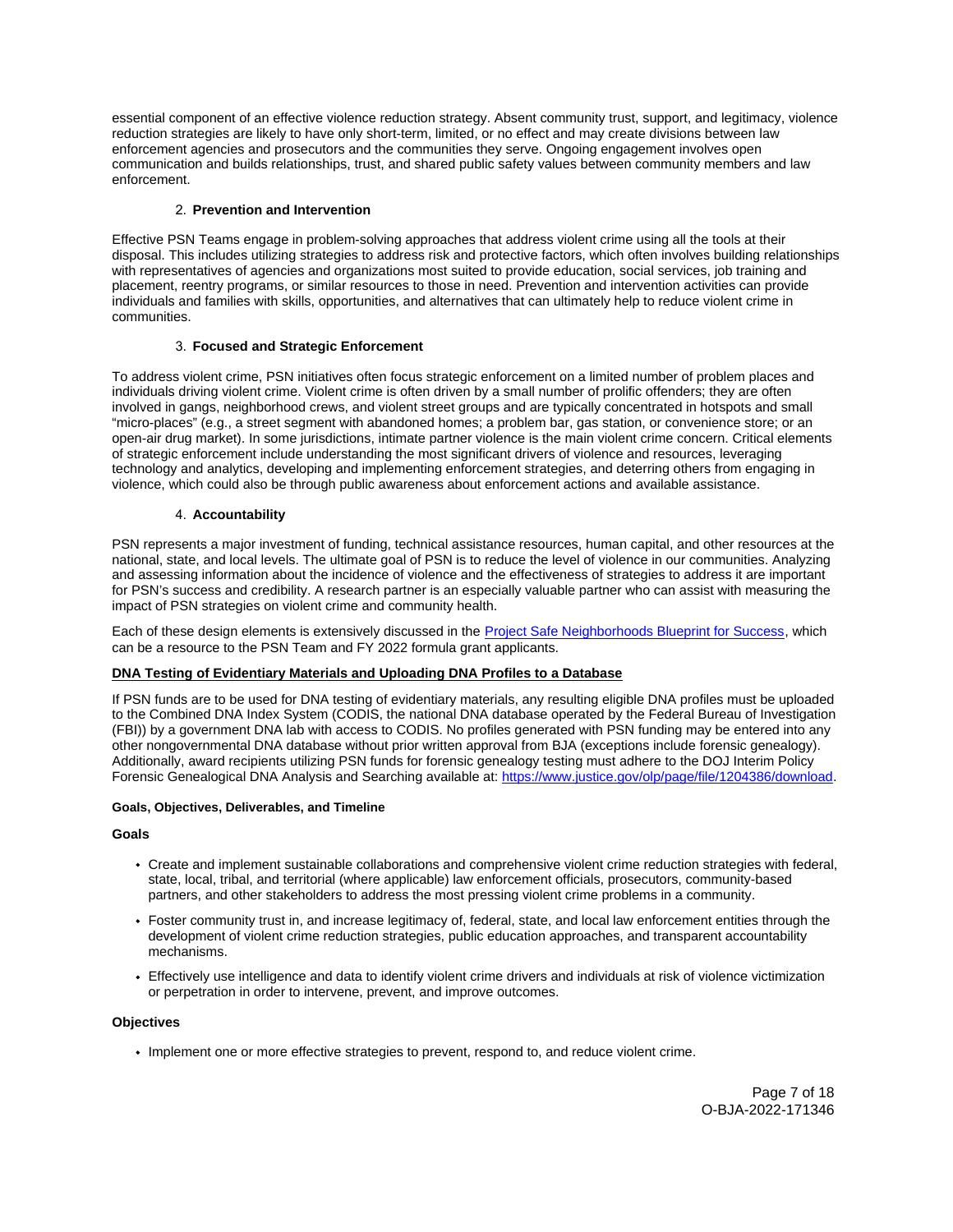essential component of an effective violence reduction strategy. Absent community trust, support, and legitimacy, violence reduction strategies are likely to have only short-term, limited, or no effect and may create divisions between law enforcement agencies and prosecutors and the communities they serve. Ongoing engagement involves open communication and builds relationships, trust, and shared public safety values between community members and law enforcement.

2. **Prevention and Intervention**

Effective PSN Teams engage in problem-solving approaches that address violent crime using all the tools at their disposal. This includes utilizing strategies to address risk and protective factors, which often involves building relationships with representatives of agencies and organizations most suited to provide education, social services, job training and placement, reentry programs, or similar resources to those in need. Prevention and intervention activities can provide individuals and families with skills, opportunities, and alternatives that can ultimately help to reduce violent crime in communities.

3. **Focused and Strategic Enforcement**

To address violent crime, PSN initiatives often focus strategic enforcement on a limited number of problem places and individuals driving violent crime. Violent crime is often driven by a small number of prolific offenders; they are often involved in gangs, neighborhood crews, and violent street groups and are typically concentrated in hotspots and small "micro-places" (e.g., a street segment with abandoned homes; a problem bar, gas station, or convenience store; or an open-air drug market). In some jurisdictions, intimate partner violence is the main violent crime concern. Critical elements of strategic enforcement include understanding the most significant drivers of violence and resources, leveraging technology and analytics, developing and implementing enforcement strategies, and deterring others from engaging in violence, which could also be through public awareness about enforcement actions and available assistance.

4. **Accountability**

PSN represents a major investment of funding, technical assistance resources, human capital, and other resources at the national, state, and local levels. The ultimate goal of PSN is to reduce the level of violence in our communities. Analyzing and assessing information about the incidence of violence and the effectiveness of strategies to address it are important for PSN's success and credibility. A research partner is an especially valuable partner who can assist with measuring the impact of PSN strategies on violent crime and community health.

Each of these design elements is extensively discussed in the [Project Safe Neighborhoods Blueprint for Success](), which can be a resource to the PSN Team and FY 2022 formula grant applicants.

**DNA Testing of Evidentiary Materials and Uploading DNA Profiles to a Database**

If PSN funds are to be used for DNA testing of evidentiary materials, any resulting eligible DNA profiles must be uploaded to the Combined DNA Index System (CODIS, the national DNA database operated by the Federal Bureau of Investigation (FBI)) by a government DNA lab with access to CODIS. No profiles generated with PSN funding may be entered into any other nongovernmental DNA database without prior written approval from BJA (exceptions include forensic genealogy). Additionally, award recipients utilizing PSN funds for forensic genealogy testing must adhere to the DOJ Interim Policy Forensic Genealogical DNA Analysis and Searching available at: [https://www.justice.gov/olp/page/file/1204386/download](https://www.justice.gov/olp/page/file/1204386/download).

#### Goals, Objectives, Deliverables, and Timeline

**Goals**

- Create and implement sustainable collaborations and comprehensive violent crime reduction strategies with federal, state, local, tribal, and territorial (where applicable) law enforcement officials, prosecutors, community-based partners, and other stakeholders to address the most pressing violent crime problems in a community.
- Foster community trust in, and increase legitimacy of, federal, state, and local law enforcement entities through the development of violent crime reduction strategies, public education approaches, and transparent accountability mechanisms.
- Effectively use intelligence and data to identify violent crime drivers and individuals at risk of violence victimization or perpetration in order to intervene, prevent, and improve outcomes.

**Objectives**

- Implement one or more effective strategies to prevent, respond to, and reduce violent crime.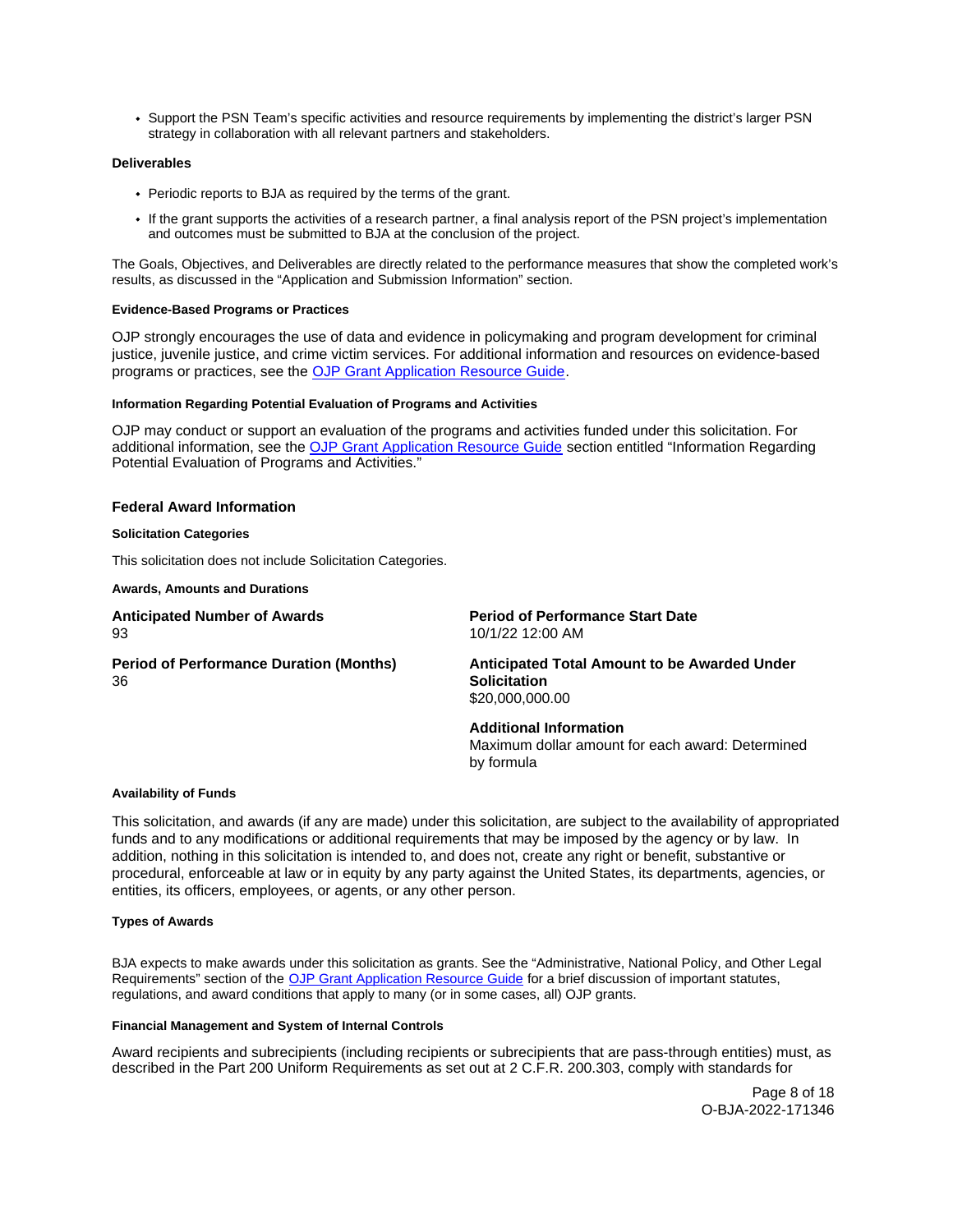- Support the PSN Team's specific activities and resource requirements by implementing the district's larger PSN strategy in collaboration with all relevant partners and stakeholders.

**Deliverables**

- Periodic reports to BJA as required by the terms of the grant.
- If the grant supports the activities of a research partner, a final analysis report of the PSN project's implementation and outcomes must be submitted to BJA at the conclusion of the project.

The Goals, Objectives, and Deliverables are directly related to the performance measures that show the completed work's results, as discussed in the "Application and Submission Information" section.

**Evidence-Based Programs or Practices**

OJP strongly encourages the use of data and evidence in policymaking and program development for criminal justice, juvenile justice, and crime victim services. For additional information and resources on evidence-based programs or practices, see the OJP Grant Application Resource Guide.

**Information Regarding Potential Evaluation of Programs and Activities**

OJP may conduct or support an evaluation of the programs and activities funded under this solicitation. For additional information, see the OJP Grant Application Resource Guide section entitled "Information Regarding Potential Evaluation of Programs and Activities."

### Federal Award Information

**Solicitation Categories**

This solicitation does not include Solicitation Categories.

**Awards, Amounts and Durations**

**Anticipated Number of Awards**
93

**Period of Performance Start Date**
10/1/22 12:00 AM

**Period of Performance Duration (Months)**
36

**Anticipated Total Amount to be Awarded Under Solicitation**
$20,000,000.00

**Additional Information**
Maximum dollar amount for each award: Determined by formula

**Availability of Funds**

This solicitation, and awards (if any are made) under this solicitation, are subject to the availability of appropriated funds and to any modifications or additional requirements that may be imposed by the agency or by law. In addition, nothing in this solicitation is intended to, and does not, create any right or benefit, substantive or procedural, enforceable at law or in equity by any party against the United States, its departments, agencies, or entities, its officers, employees, or agents, or any other person.

**Types of Awards**

BJA expects to make awards under this solicitation as grants. See the "Administrative, National Policy, and Other Legal Requirements" section of the OJP Grant Application Resource Guide for a brief discussion of important statutes, regulations, and award conditions that apply to many (or in some cases, all) OJP grants.

**Financial Management and System of Internal Controls**

Award recipients and subrecipients (including recipients or subrecipients that are pass-through entities) must, as described in the Part 200 Uniform Requirements as set out at 2 C.F.R. 200.303, comply with standards for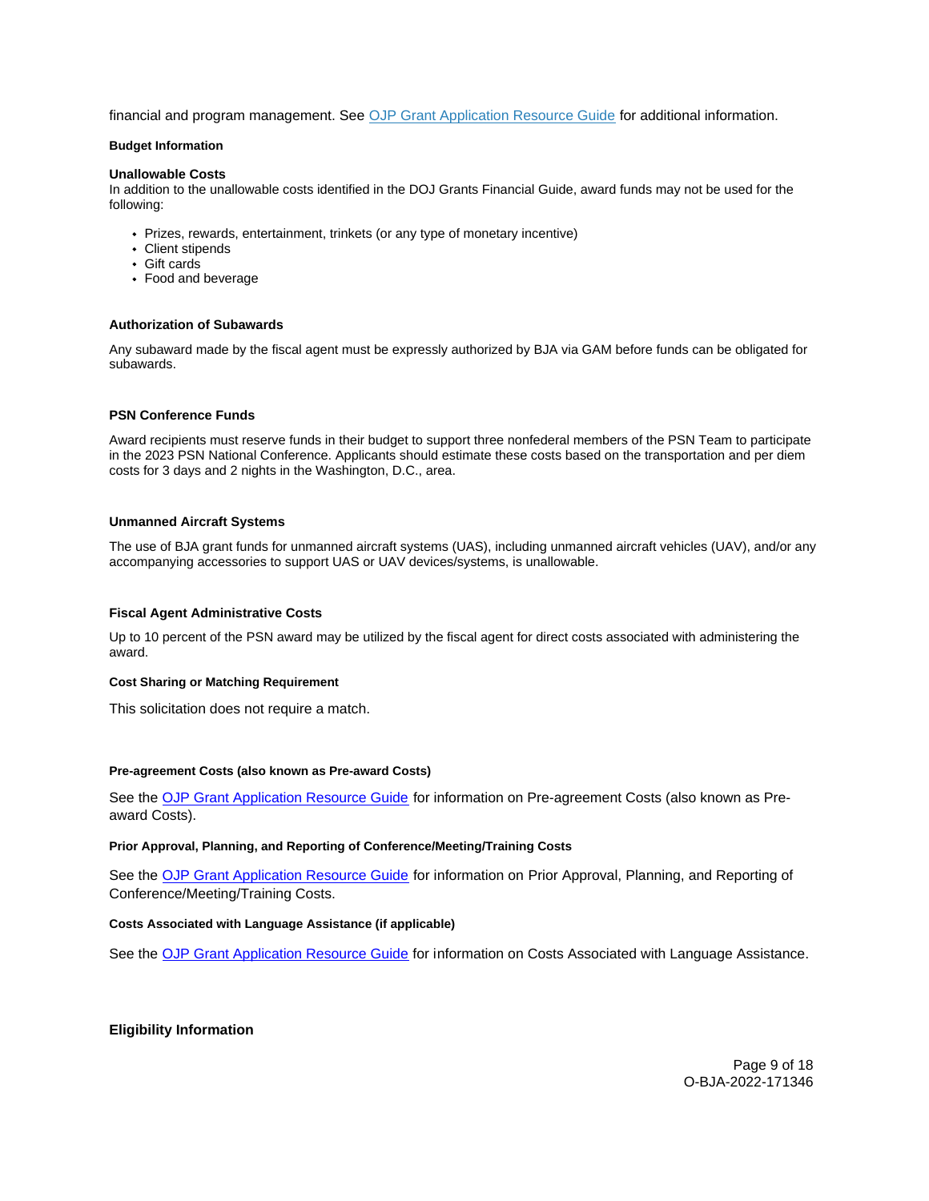financial and program management. See [OJP Grant Application Resource Guide](#) for additional information.

#### Budget Information

**Unallowable Costs**

In addition to the unallowable costs identified in the DOJ Grants Financial Guide, award funds may not be used for the following:

- Prizes, rewards, entertainment, trinkets (or any type of monetary incentive)
- Client stipends
- Gift cards
- Food and beverage

**Authorization of Subawards**

Any subaward made by the fiscal agent must be expressly authorized by BJA via GAM before funds can be obligated for subawards.

**PSN Conference Funds**

Award recipients must reserve funds in their budget to support three nonfederal members of the PSN Team to participate in the 2023 PSN National Conference. Applicants should estimate these costs based on the transportation and per diem costs for 3 days and 2 nights in the Washington, D.C., area.

**Unmanned Aircraft Systems**

The use of BJA grant funds for unmanned aircraft systems (UAS), including unmanned aircraft vehicles (UAV), and/or any accompanying accessories to support UAS or UAV devices/systems, is unallowable.

**Fiscal Agent Administrative Costs**

Up to 10 percent of the PSN award may be utilized by the fiscal agent for direct costs associated with administering the award.

#### Cost Sharing or Matching Requirement

This solicitation does not require a match.

#### Pre-agreement Costs (also known as Pre-award Costs)

See the [OJP Grant Application Resource Guide](#) for information on Pre-agreement Costs (also known as Pre-award Costs).

#### Prior Approval, Planning, and Reporting of Conference/Meeting/Training Costs

See the [OJP Grant Application Resource Guide](#) for information on Prior Approval, Planning, and Reporting of Conference/Meeting/Training Costs.

#### Costs Associated with Language Assistance (if applicable)

See the [OJP Grant Application Resource Guide](#) for information on Costs Associated with Language Assistance.

### Eligibility Information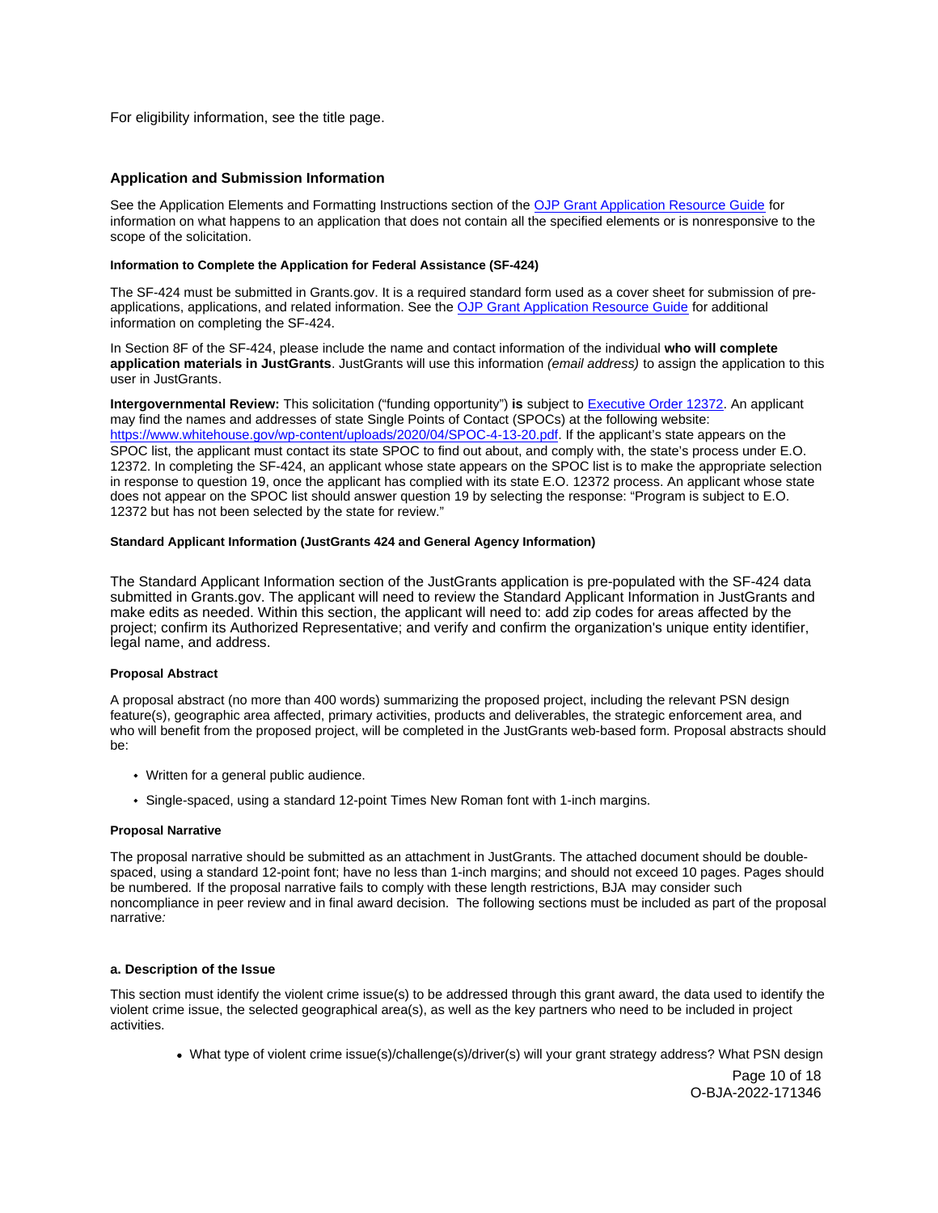For eligibility information, see the title page.

## Application and Submission Information

See the Application Elements and Formatting Instructions section of the [OJP Grant Application Resource Guide](https://www.ojp.gov/funding/apply/ojp-grant-application-resource-guide) for information on what happens to an application that does not contain all the specified elements or is nonresponsive to the scope of the solicitation.

#### Information to Complete the Application for Federal Assistance (SF-424)

The SF-424 must be submitted in Grants.gov. It is a required standard form used as a cover sheet for submission of pre-applications, applications, and related information. See the [OJP Grant Application Resource Guide](https://www.ojp.gov/funding/apply/ojp-grant-application-resource-guide) for additional information on completing the SF-424.

In Section 8F of the SF-424, please include the name and contact information of the individual **who will complete application materials in JustGrants**. JustGrants will use this information *(email address)* to assign the application to this user in JustGrants.

**Intergovernmental Review:** This solicitation ("funding opportunity") **is** subject to [Executive Order 12372](https://www.archives.gov/federal-register/codification/executive-order/12372.html). An applicant may find the names and addresses of state Single Points of Contact (SPOCs) at the following website: [https://www.whitehouse.gov/wp-content/uploads/2020/04/SPOC-4-13-20.pdf](https://www.whitehouse.gov/wp-content/uploads/2020/04/SPOC-4-13-20.pdf). If the applicant's state appears on the SPOC list, the applicant must contact its state SPOC to find out about, and comply with, the state's process under E.O. 12372. In completing the SF-424, an applicant whose state appears on the SPOC list is to make the appropriate selection in response to question 19, once the applicant has complied with its state E.O. 12372 process. An applicant whose state does not appear on the SPOC list should answer question 19 by selecting the response: "Program is subject to E.O. 12372 but has not been selected by the state for review."

#### Standard Applicant Information (JustGrants 424 and General Agency Information)

The Standard Applicant Information section of the JustGrants application is pre-populated with the SF-424 data submitted in Grants.gov. The applicant will need to review the Standard Applicant Information in JustGrants and make edits as needed. Within this section, the applicant will need to: add zip codes for areas affected by the project; confirm its Authorized Representative; and verify and confirm the organization's unique entity identifier, legal name, and address.

#### Proposal Abstract

A proposal abstract (no more than 400 words) summarizing the proposed project, including the relevant PSN design feature(s), geographic area affected, primary activities, products and deliverables, the strategic enforcement area, and who will benefit from the proposed project, will be completed in the JustGrants web-based form. Proposal abstracts should be:

- Written for a general public audience.
- Single-spaced, using a standard 12-point Times New Roman font with 1-inch margins.

#### Proposal Narrative

The proposal narrative should be submitted as an attachment in JustGrants. The attached document should be double-spaced, using a standard 12-point font; have no less than 1-inch margins; and should not exceed 10 pages. Pages should be numbered. If the proposal narrative fails to comply with these length restrictions, BJA may consider such noncompliance in peer review and in final award decision. The following sections must be included as part of the proposal narrative*:*

#### a. Description of the Issue

This section must identify the violent crime issue(s) to be addressed through this grant award, the data used to identify the violent crime issue, the selected geographical area(s), as well as the key partners who need to be included in project activities.

- What type of violent crime issue(s)/challenge(s)/driver(s) will your grant strategy address? What PSN design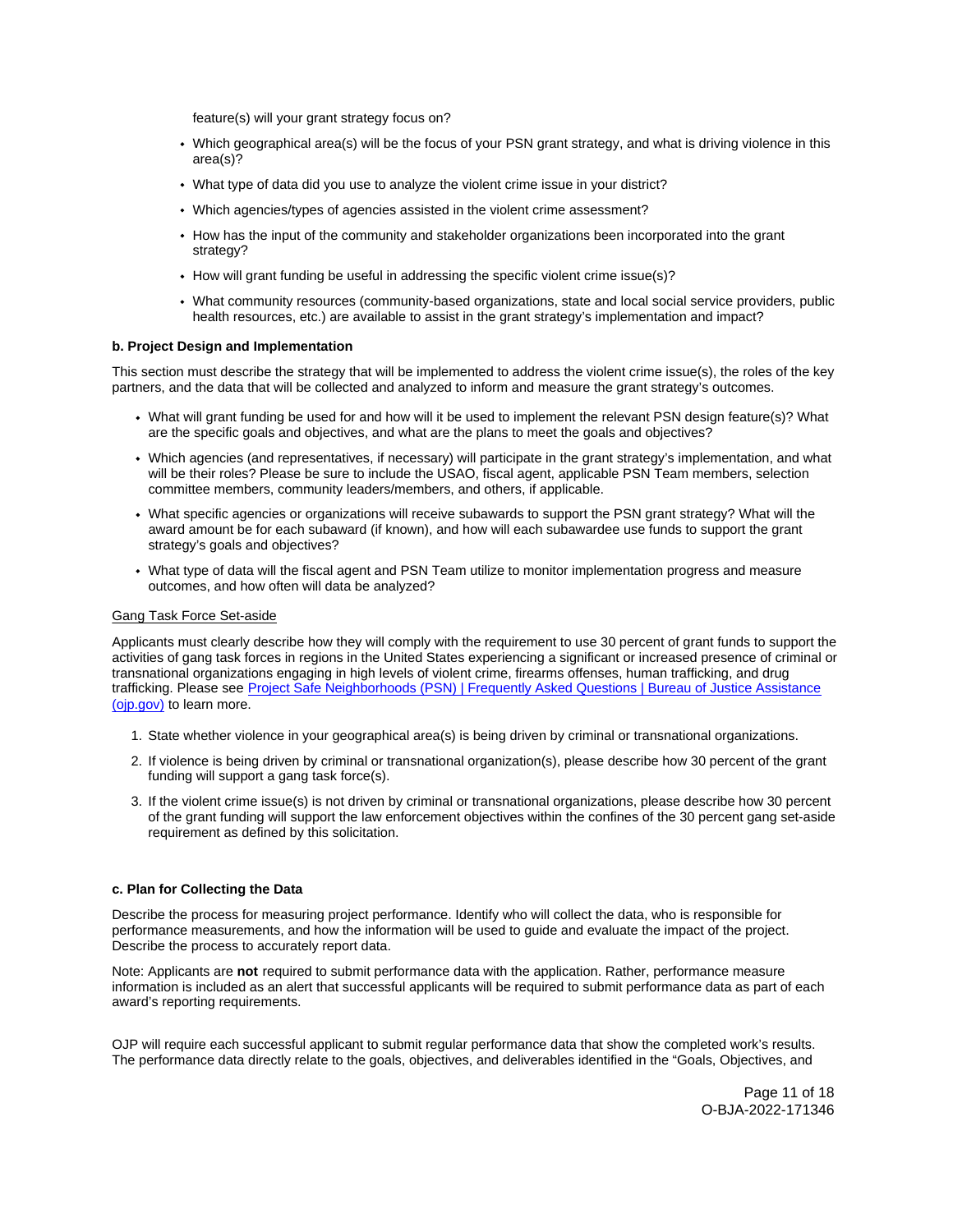feature(s) will your grant strategy focus on?

- Which geographical area(s) will be the focus of your PSN grant strategy, and what is driving violence in this area(s)?
- What type of data did you use to analyze the violent crime issue in your district?
- Which agencies/types of agencies assisted in the violent crime assessment?
- How has the input of the community and stakeholder organizations been incorporated into the grant strategy?
- How will grant funding be useful in addressing the specific violent crime issue(s)?
- What community resources (community-based organizations, state and local social service providers, public health resources, etc.) are available to assist in the grant strategy's implementation and impact?

**b. Project Design and Implementation**

This section must describe the strategy that will be implemented to address the violent crime issue(s), the roles of the key partners, and the data that will be collected and analyzed to inform and measure the grant strategy's outcomes.

- What will grant funding be used for and how will it be used to implement the relevant PSN design feature(s)? What are the specific goals and objectives, and what are the plans to meet the goals and objectives?
- Which agencies (and representatives, if necessary) will participate in the grant strategy's implementation, and what will be their roles? Please be sure to include the USAO, fiscal agent, applicable PSN Team members, selection committee members, community leaders/members, and others, if applicable.
- What specific agencies or organizations will receive subawards to support the PSN grant strategy? What will the award amount be for each subaward (if known), and how will each subawardee use funds to support the grant strategy's goals and objectives?
- What type of data will the fiscal agent and PSN Team utilize to monitor implementation progress and measure outcomes, and how often will data be analyzed?

Gang Task Force Set-aside

Applicants must clearly describe how they will comply with the requirement to use 30 percent of grant funds to support the activities of gang task forces in regions in the United States experiencing a significant or increased presence of criminal or transnational organizations engaging in high levels of violent crime, firearms offenses, human trafficking, and drug trafficking. Please see [Project Safe Neighborhoods (PSN) | Frequently Asked Questions | Bureau of Justice Assistance (ojp.gov)]() to learn more.

1. State whether violence in your geographical area(s) is being driven by criminal or transnational organizations.
2. If violence is being driven by criminal or transnational organization(s), please describe how 30 percent of the grant funding will support a gang task force(s).
3. If the violent crime issue(s) is not driven by criminal or transnational organizations, please describe how 30 percent of the grant funding will support the law enforcement objectives within the confines of the 30 percent gang set-aside requirement as defined by this solicitation.

**c. Plan for Collecting the Data**

Describe the process for measuring project performance. Identify who will collect the data, who is responsible for performance measurements, and how the information will be used to guide and evaluate the impact of the project. Describe the process to accurately report data.

Note: Applicants are **not** required to submit performance data with the application. Rather, performance measure information is included as an alert that successful applicants will be required to submit performance data as part of each award's reporting requirements.

OJP will require each successful applicant to submit regular performance data that show the completed work's results. The performance data directly relate to the goals, objectives, and deliverables identified in the "Goals, Objectives, and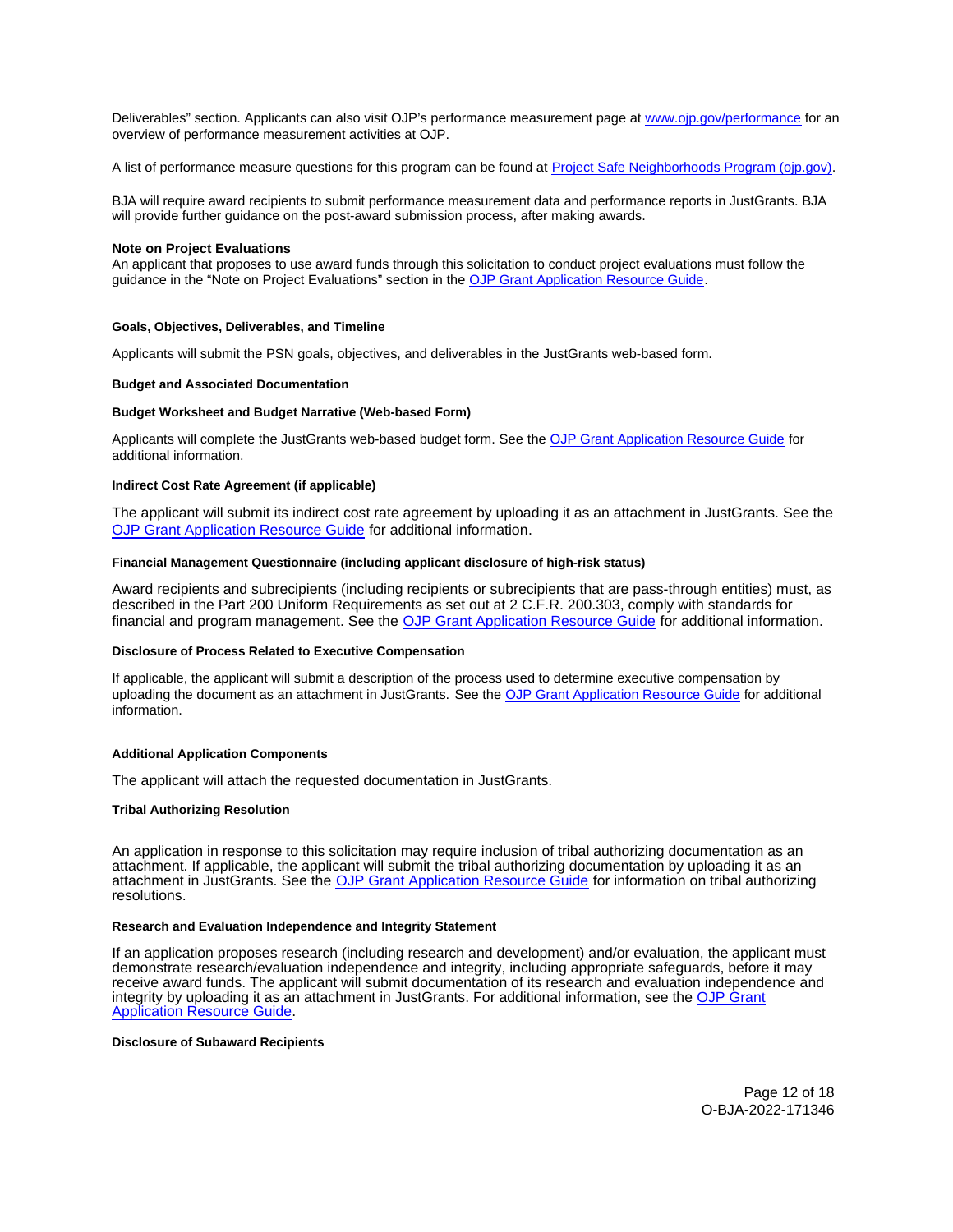Deliverables" section. Applicants can also visit OJP's performance measurement page at [www.ojp.gov/performance](www.ojp.gov/performance) for an overview of performance measurement activities at OJP.

A list of performance measure questions for this program can be found at [Project Safe Neighborhoods Program (ojp.gov)](Project Safe Neighborhoods Program (ojp.gov)).

BJA will require award recipients to submit performance measurement data and performance reports in JustGrants. BJA will provide further guidance on the post-award submission process, after making awards.

**Note on Project Evaluations**

An applicant that proposes to use award funds through this solicitation to conduct project evaluations must follow the guidance in the "Note on Project Evaluations" section in the OJP Grant Application Resource Guide.

**Goals, Objectives, Deliverables, and Timeline**

Applicants will submit the PSN goals, objectives, and deliverables in the JustGrants web-based form.

**Budget and Associated Documentation**

**Budget Worksheet and Budget Narrative (Web-based Form)**

Applicants will complete the JustGrants web-based budget form. See the OJP Grant Application Resource Guide for additional information.

**Indirect Cost Rate Agreement (if applicable)**

The applicant will submit its indirect cost rate agreement by uploading it as an attachment in JustGrants. See the OJP Grant Application Resource Guide for additional information.

**Financial Management Questionnaire (including applicant disclosure of high-risk status)**

Award recipients and subrecipients (including recipients or subrecipients that are pass-through entities) must, as described in the Part 200 Uniform Requirements as set out at 2 C.F.R. 200.303, comply with standards for financial and program management. See the OJP Grant Application Resource Guide for additional information.

**Disclosure of Process Related to Executive Compensation**

If applicable, the applicant will submit a description of the process used to determine executive compensation by uploading the document as an attachment in JustGrants. See the OJP Grant Application Resource Guide for additional information.

**Additional Application Components**

The applicant will attach the requested documentation in JustGrants.

**Tribal Authorizing Resolution**

An application in response to this solicitation may require inclusion of tribal authorizing documentation as an attachment. If applicable, the applicant will submit the tribal authorizing documentation by uploading it as an attachment in JustGrants. See the OJP Grant Application Resource Guide for information on tribal authorizing resolutions.

**Research and Evaluation Independence and Integrity Statement**

If an application proposes research (including research and development) and/or evaluation, the applicant must demonstrate research/evaluation independence and integrity, including appropriate safeguards, before it may receive award funds. The applicant will submit documentation of its research and evaluation independence and integrity by uploading it as an attachment in JustGrants. For additional information, see the OJP Grant Application Resource Guide.

**Disclosure of Subaward Recipients**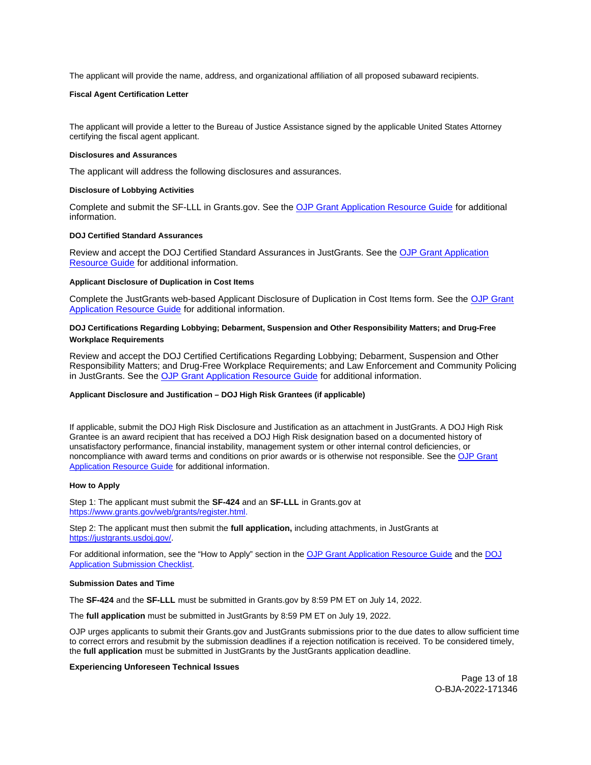The applicant will provide the name, address, and organizational affiliation of all proposed subaward recipients.

#### Fiscal Agent Certification Letter

The applicant will provide a letter to the Bureau of Justice Assistance signed by the applicable United States Attorney certifying the fiscal agent applicant.

#### Disclosures and Assurances

The applicant will address the following disclosures and assurances.

#### Disclosure of Lobbying Activities

Complete and submit the SF-LLL in Grants.gov. See the [OJP Grant Application Resource Guide](#) for additional information.

#### DOJ Certified Standard Assurances

Review and accept the DOJ Certified Standard Assurances in JustGrants. See the [OJP Grant Application Resource Guide](#) for additional information.

#### Applicant Disclosure of Duplication in Cost Items

Complete the JustGrants web-based Applicant Disclosure of Duplication in Cost Items form. See the [OJP Grant Application Resource Guide](#) for additional information.

#### DOJ Certifications Regarding Lobbying; Debarment, Suspension and Other Responsibility Matters; and Drug-Free Workplace Requirements

Review and accept the DOJ Certified Certifications Regarding Lobbying; Debarment, Suspension and Other Responsibility Matters; and Drug-Free Workplace Requirements; and Law Enforcement and Community Policing in JustGrants. See the [OJP Grant Application Resource Guide](#) for additional information.

#### Applicant Disclosure and Justification – DOJ High Risk Grantees (if applicable)

If applicable, submit the DOJ High Risk Disclosure and Justification as an attachment in JustGrants. A DOJ High Risk Grantee is an award recipient that has received a DOJ High Risk designation based on a documented history of unsatisfactory performance, financial instability, management system or other internal control deficiencies, or noncompliance with award terms and conditions on prior awards or is otherwise not responsible. See the [OJP Grant Application Resource Guide](#) for additional information.

#### How to Apply

Step 1: The applicant must submit the **SF-424** and an **SF-LLL** in Grants.gov at [https://www.grants.gov/web/grants/register.html](https://www.grants.gov/web/grants/register.html).

Step 2: The applicant must then submit the **full application,** including attachments, in JustGrants at [https://justgrants.usdoj.gov/](https://justgrants.usdoj.gov/).

For additional information, see the "How to Apply" section in the [OJP Grant Application Resource Guide](#) and the [DOJ Application Submission Checklist](#).

#### Submission Dates and Time

The **SF-424** and the **SF-LLL** must be submitted in Grants.gov by 8:59 PM ET on July 14, 2022.

The **full application** must be submitted in JustGrants by 8:59 PM ET on July 19, 2022.

OJP urges applicants to submit their Grants.gov and JustGrants submissions prior to the due dates to allow sufficient time to correct errors and resubmit by the submission deadlines if a rejection notification is received. To be considered timely, the **full application** must be submitted in JustGrants by the JustGrants application deadline.

#### Experiencing Unforeseen Technical Issues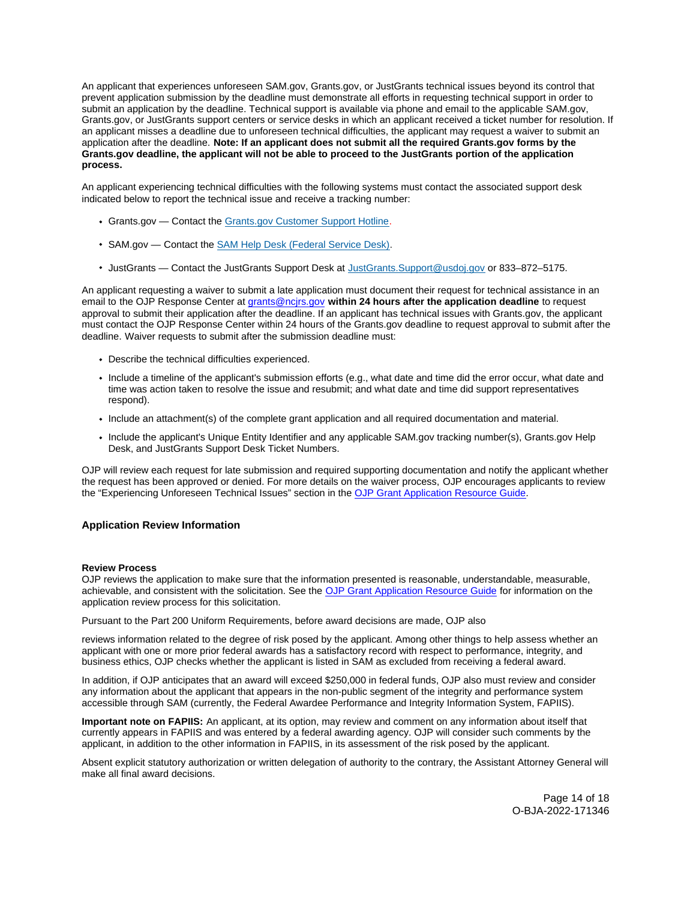An applicant that experiences unforeseen SAM.gov, Grants.gov, or JustGrants technical issues beyond its control that prevent application submission by the deadline must demonstrate all efforts in requesting technical support in order to submit an application by the deadline. Technical support is available via phone and email to the applicable SAM.gov, Grants.gov, or JustGrants support centers or service desks in which an applicant received a ticket number for resolution. If an applicant misses a deadline due to unforeseen technical difficulties, the applicant may request a waiver to submit an application after the deadline. **Note: If an applicant does not submit all the required Grants.gov forms by the Grants.gov deadline, the applicant will not be able to proceed to the JustGrants portion of the application process.**

An applicant experiencing technical difficulties with the following systems must contact the associated support desk indicated below to report the technical issue and receive a tracking number:

- Grants.gov — Contact the Grants.gov Customer Support Hotline.
- SAM.gov — Contact the SAM Help Desk (Federal Service Desk).
- JustGrants — Contact the JustGrants Support Desk at JustGrants.Support@usdoj.gov or 833–872–5175.

An applicant requesting a waiver to submit a late application must document their request for technical assistance in an email to the OJP Response Center at grants@ncjrs.gov **within 24 hours after the application deadline** to request approval to submit their application after the deadline. If an applicant has technical issues with Grants.gov, the applicant must contact the OJP Response Center within 24 hours of the Grants.gov deadline to request approval to submit after the deadline. Waiver requests to submit after the submission deadline must:

- Describe the technical difficulties experienced.
- Include a timeline of the applicant's submission efforts (e.g., what date and time did the error occur, what date and time was action taken to resolve the issue and resubmit; and what date and time did support representatives respond).
- Include an attachment(s) of the complete grant application and all required documentation and material.
- Include the applicant's Unique Entity Identifier and any applicable SAM.gov tracking number(s), Grants.gov Help Desk, and JustGrants Support Desk Ticket Numbers.

OJP will review each request for late submission and required supporting documentation and notify the applicant whether the request has been approved or denied. For more details on the waiver process, OJP encourages applicants to review the "Experiencing Unforeseen Technical Issues" section in the OJP Grant Application Resource Guide.

## Application Review Information

### Review Process

OJP reviews the application to make sure that the information presented is reasonable, understandable, measurable, achievable, and consistent with the solicitation. See the OJP Grant Application Resource Guide for information on the application review process for this solicitation.

Pursuant to the Part 200 Uniform Requirements, before award decisions are made, OJP also

reviews information related to the degree of risk posed by the applicant. Among other things to help assess whether an applicant with one or more prior federal awards has a satisfactory record with respect to performance, integrity, and business ethics, OJP checks whether the applicant is listed in SAM as excluded from receiving a federal award.

In addition, if OJP anticipates that an award will exceed $250,000 in federal funds, OJP also must review and consider any information about the applicant that appears in the non-public segment of the integrity and performance system accessible through SAM (currently, the Federal Awardee Performance and Integrity Information System, FAPIIS).

**Important note on FAPIIS:** An applicant, at its option, may review and comment on any information about itself that currently appears in FAPIIS and was entered by a federal awarding agency. OJP will consider such comments by the applicant, in addition to the other information in FAPIIS, in its assessment of the risk posed by the applicant.

Absent explicit statutory authorization or written delegation of authority to the contrary, the Assistant Attorney General will make all final award decisions.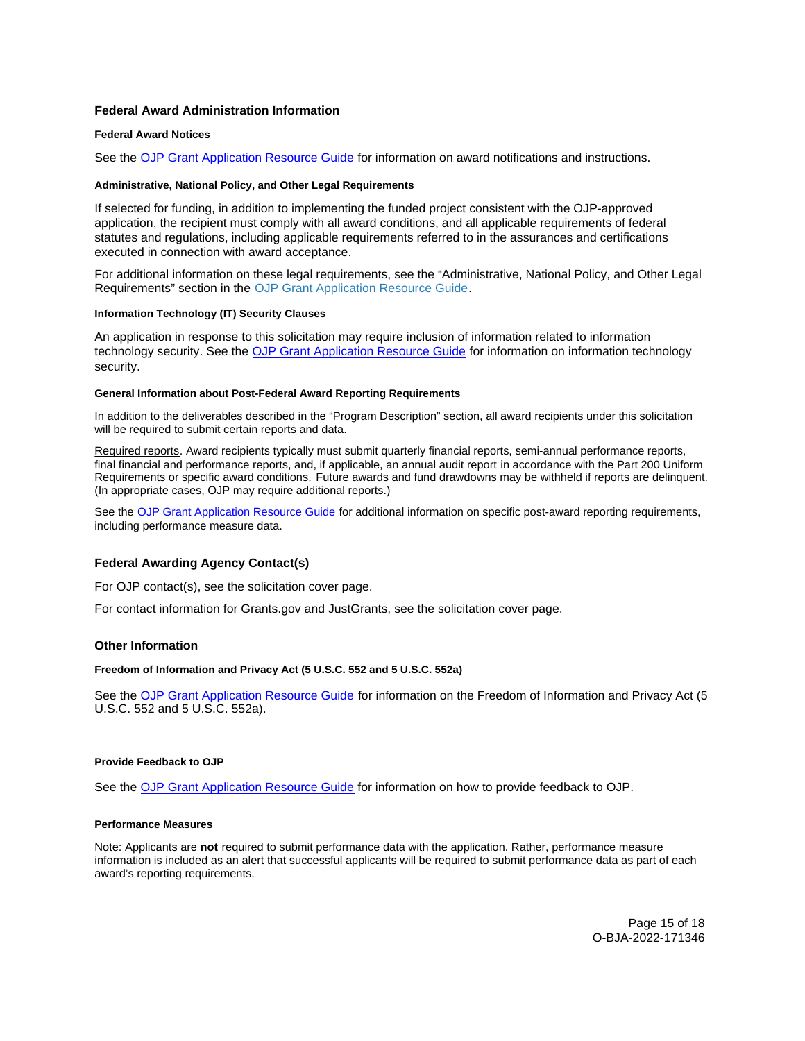## Federal Award Administration Information

#### Federal Award Notices

See the OJP Grant Application Resource Guide for information on award notifications and instructions.

#### Administrative, National Policy, and Other Legal Requirements

If selected for funding, in addition to implementing the funded project consistent with the OJP-approved application, the recipient must comply with all award conditions, and all applicable requirements of federal statutes and regulations, including applicable requirements referred to in the assurances and certifications executed in connection with award acceptance.

For additional information on these legal requirements, see the "Administrative, National Policy, and Other Legal Requirements" section in the OJP Grant Application Resource Guide.

#### Information Technology (IT) Security Clauses

An application in response to this solicitation may require inclusion of information related to information technology security. See the OJP Grant Application Resource Guide for information on information technology security.

#### General Information about Post-Federal Award Reporting Requirements

In addition to the deliverables described in the "Program Description" section, all award recipients under this solicitation will be required to submit certain reports and data.

Required reports. Award recipients typically must submit quarterly financial reports, semi-annual performance reports, final financial and performance reports, and, if applicable, an annual audit report in accordance with the Part 200 Uniform Requirements or specific award conditions. Future awards and fund drawdowns may be withheld if reports are delinquent. (In appropriate cases, OJP may require additional reports.)

See the OJP Grant Application Resource Guide for additional information on specific post-award reporting requirements, including performance measure data.

## Federal Awarding Agency Contact(s)

For OJP contact(s), see the solicitation cover page.

For contact information for Grants.gov and JustGrants, see the solicitation cover page.

## Other Information

#### Freedom of Information and Privacy Act (5 U.S.C. 552 and 5 U.S.C. 552a)

See the OJP Grant Application Resource Guide for information on the Freedom of Information and Privacy Act (5 U.S.C. 552 and 5 U.S.C. 552a).

#### Provide Feedback to OJP

See the OJP Grant Application Resource Guide for information on how to provide feedback to OJP.

#### Performance Measures

Note: Applicants are **not** required to submit performance data with the application. Rather, performance measure information is included as an alert that successful applicants will be required to submit performance data as part of each award's reporting requirements.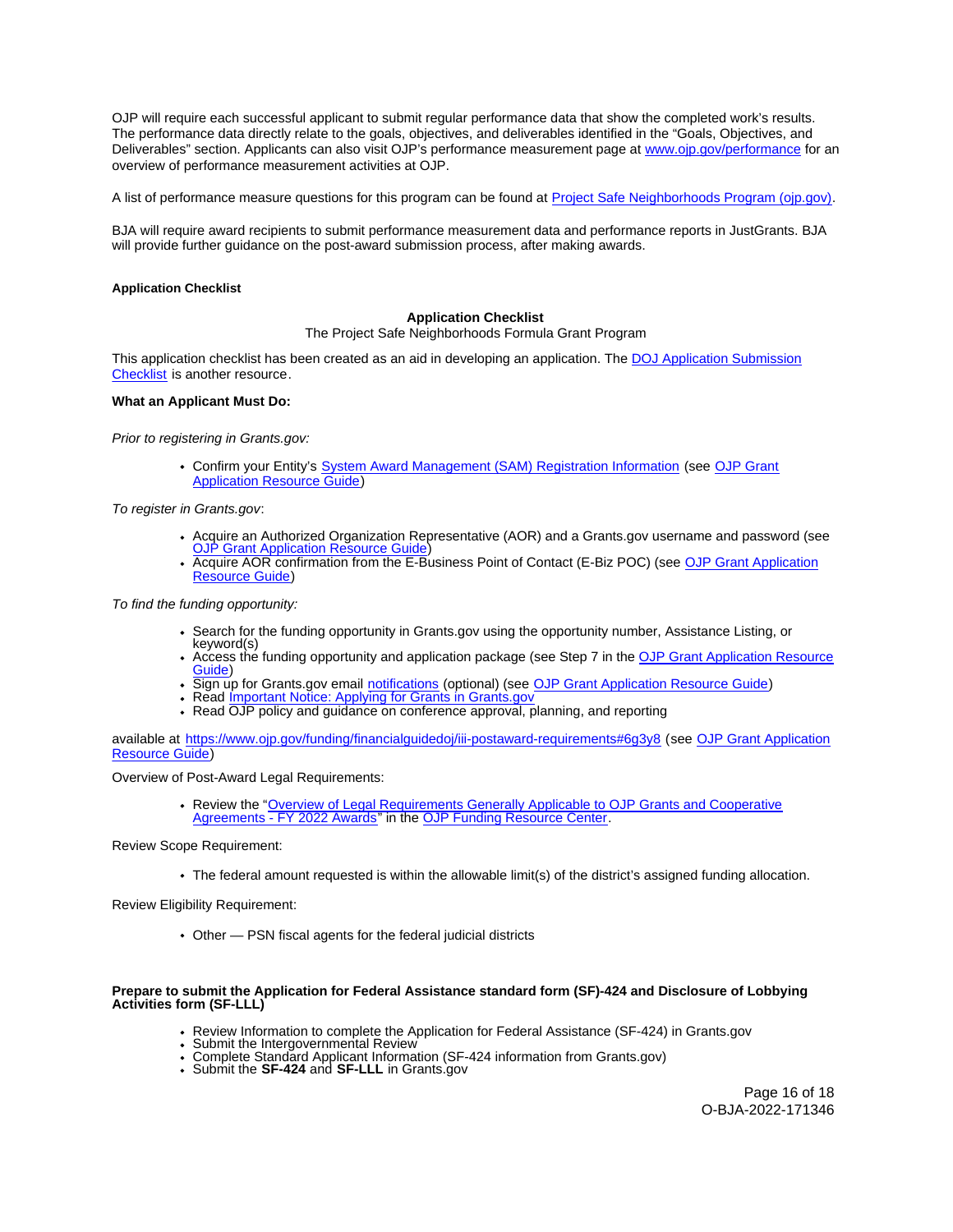OJP will require each successful applicant to submit regular performance data that show the completed work's results. The performance data directly relate to the goals, objectives, and deliverables identified in the "Goals, Objectives, and Deliverables" section. Applicants can also visit OJP's performance measurement page at [www.ojp.gov/performance](www.ojp.gov/performance) for an overview of performance measurement activities at OJP.

A list of performance measure questions for this program can be found at [Project Safe Neighborhoods Program (ojp.gov)](Project Safe Neighborhoods Program (ojp.gov)).

BJA will require award recipients to submit performance measurement data and performance reports in JustGrants. BJA will provide further guidance on the post-award submission process, after making awards.

#### Application Checklist

**Application Checklist**

The Project Safe Neighborhoods Formula Grant Program

This application checklist has been created as an aid in developing an application. The DOJ Application Submission Checklist is another resource.

**What an Applicant Must Do:**

*Prior to registering in Grants.gov:*

- Confirm your Entity's System Award Management (SAM) Registration Information (see OJP Grant Application Resource Guide)

*To register in Grants.gov*:

- Acquire an Authorized Organization Representative (AOR) and a Grants.gov username and password (see OJP Grant Application Resource Guide)
- Acquire AOR confirmation from the E-Business Point of Contact (E-Biz POC) (see OJP Grant Application Resource Guide)

*To find the funding opportunity:*

- Search for the funding opportunity in Grants.gov using the opportunity number, Assistance Listing, or keyword(s)
- Access the funding opportunity and application package (see Step 7 in the OJP Grant Application Resource Guide)
- Sign up for Grants.gov email notifications (optional) (see OJP Grant Application Resource Guide)
- Read Important Notice: Applying for Grants in Grants.gov
- Read OJP policy and guidance on conference approval, planning, and reporting

available at https://www.ojp.gov/funding/financialguidedoj/iii-postaward-requirements#6g3y8 (see OJP Grant Application Resource Guide)

Overview of Post-Award Legal Requirements:

- Review the "Overview of Legal Requirements Generally Applicable to OJP Grants and Cooperative Agreements - FY 2022 Awards" in the OJP Funding Resource Center.

Review Scope Requirement:

- The federal amount requested is within the allowable limit(s) of the district's assigned funding allocation.

Review Eligibility Requirement:

- Other — PSN fiscal agents for the federal judicial districts

**Prepare to submit the Application for Federal Assistance standard form (SF)-424 and Disclosure of Lobbying Activities form (SF-LLL)**

- Review Information to complete the Application for Federal Assistance (SF-424) in Grants.gov
- Submit the Intergovernmental Review
- Complete Standard Applicant Information (SF-424 information from Grants.gov)
- Submit the **SF-424** and **SF-LLL** in Grants.gov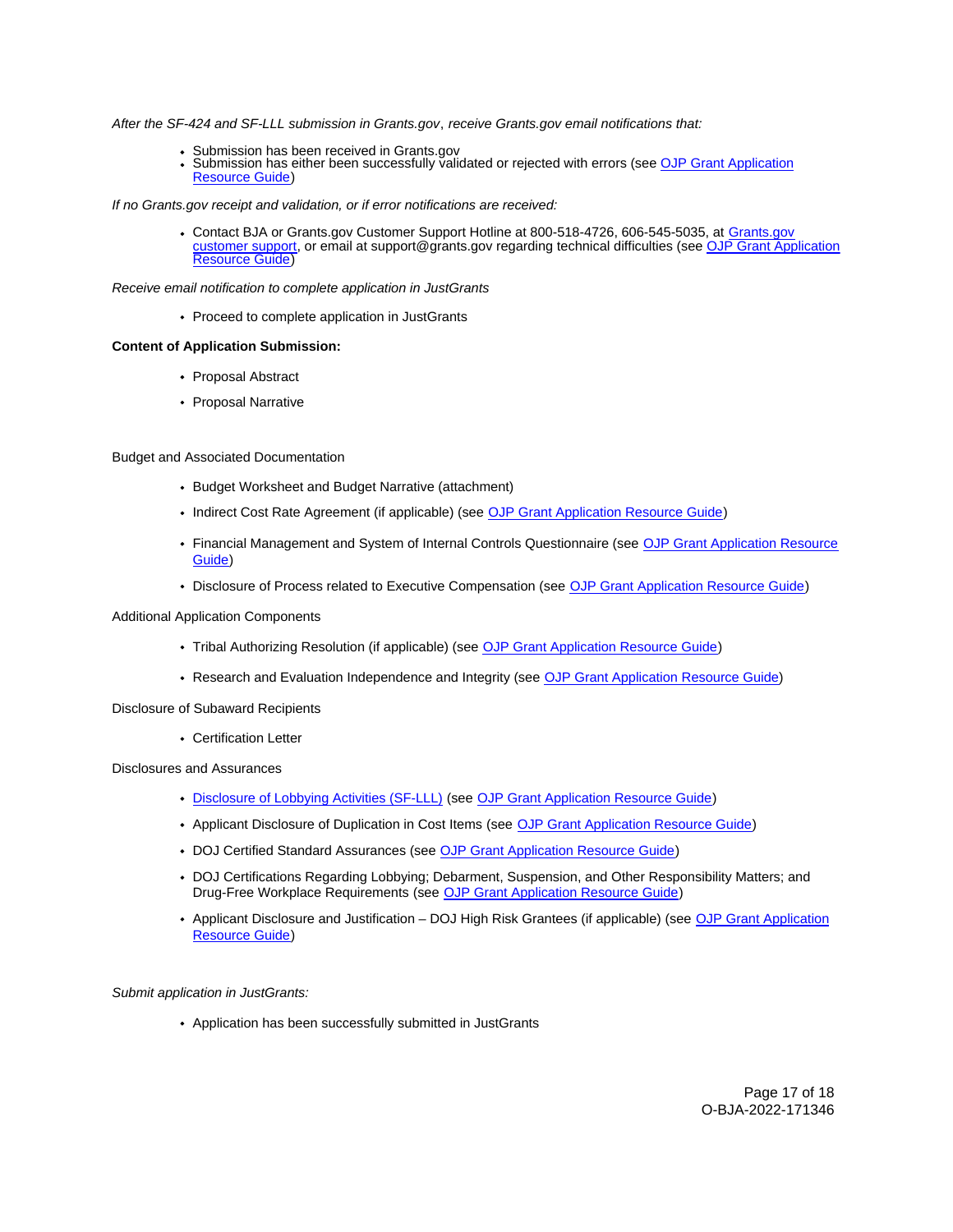*After the SF-424 and SF-LLL submission in Grants.gov, receive Grants.gov email notifications that:*

- Submission has been received in Grants.gov
- Submission has either been successfully validated or rejected with errors (see OJP Grant Application Resource Guide)

*If no Grants.gov receipt and validation, or if error notifications are received:*

- Contact BJA or Grants.gov Customer Support Hotline at 800-518-4726, 606-545-5035, at Grants.gov customer support, or email at support@grants.gov regarding technical difficulties (see OJP Grant Application Resource Guide)

*Receive email notification to complete application in JustGrants*

- Proceed to complete application in JustGrants

**Content of Application Submission:**

- Proposal Abstract
- Proposal Narrative

Budget and Associated Documentation

- Budget Worksheet and Budget Narrative (attachment)
- Indirect Cost Rate Agreement (if applicable) (see OJP Grant Application Resource Guide)
- Financial Management and System of Internal Controls Questionnaire (see OJP Grant Application Resource Guide)
- Disclosure of Process related to Executive Compensation (see OJP Grant Application Resource Guide)

Additional Application Components

- Tribal Authorizing Resolution (if applicable) (see OJP Grant Application Resource Guide)
- Research and Evaluation Independence and Integrity (see OJP Grant Application Resource Guide)

Disclosure of Subaward Recipients

- Certification Letter

Disclosures and Assurances

- Disclosure of Lobbying Activities (SF-LLL) (see OJP Grant Application Resource Guide)
- Applicant Disclosure of Duplication in Cost Items (see OJP Grant Application Resource Guide)
- DOJ Certified Standard Assurances (see OJP Grant Application Resource Guide)
- DOJ Certifications Regarding Lobbying; Debarment, Suspension, and Other Responsibility Matters; and Drug-Free Workplace Requirements (see OJP Grant Application Resource Guide)
- Applicant Disclosure and Justification – DOJ High Risk Grantees (if applicable) (see OJP Grant Application Resource Guide)

*Submit application in JustGrants:*

- Application has been successfully submitted in JustGrants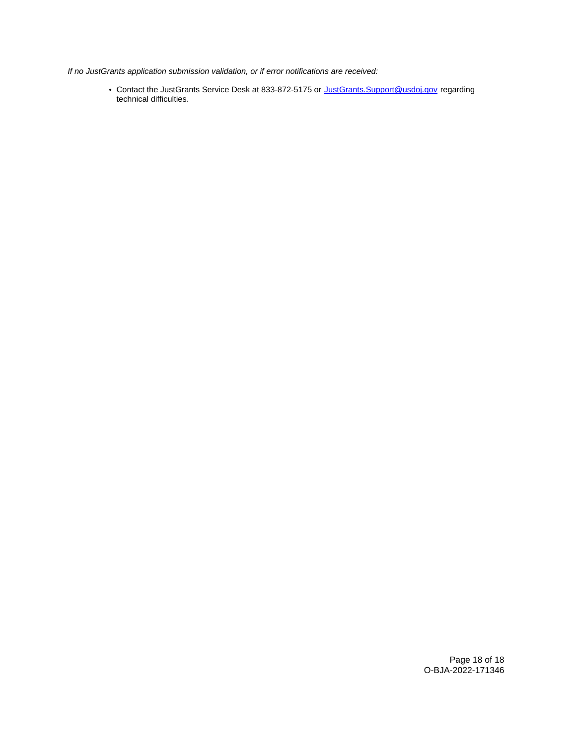*If no JustGrants application submission validation, or if error notifications are received:*

- Contact the JustGrants Service Desk at 833-872-5175 or [JustGrants.Support@usdoj.gov](mailto:JustGrants.Support@usdoj.gov) regarding technical difficulties.